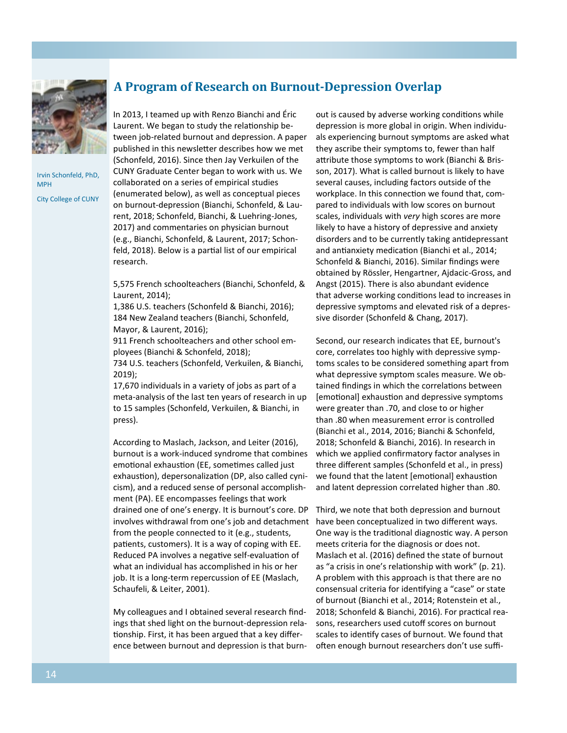## A Program of Research on Burnout-Depression Overlap

Irvin Schonfeld, PhD, MPH

City College of CUNY

In 2013, I teamed up with Renzo Bianchi and Éric Laurent. We began to study the relationship between job-related burnout and depression. A paper published in this newsletter describes how we met (Schonfeld, 2016). Since then Jay Verkuilen of the CUNY Graduate Center began to work with us. We collaborated on a series of empirical studies (enumerated below), as well as conceptual pieces on burnout-depression (Bianchi, Schonfeld, & Laurent, 2018; Schonfeld, Bianchi, & Luehring-Jones, 2017) and commentaries on physician burnout (e.g., Bianchi, Schonfeld, & Laurent, 2017; Schonfeld, 2018). Below is a partial list of our empirical research.

5,575 French schoolteachers (Bianchi, Schonfeld, & Laurent, 2014);
1,386 U.S. teachers (Schonfeld & Bianchi, 2016);
184 New Zealand teachers (Bianchi, Schonfeld, Mayor, & Laurent, 2016);
911 French schoolteachers and other school employees (Bianchi & Schonfeld, 2018);
734 U.S. teachers (Schonfeld, Verkuilen, & Bianchi, 2019);
17,670 individuals in a variety of jobs as part of a meta-analysis of the last ten years of research in up to 15 samples (Schonfeld, Verkuilen, & Bianchi, in press).

According to Maslach, Jackson, and Leiter (2016), burnout is a work-induced syndrome that combines emotional exhaustion (EE, sometimes called just exhaustion), depersonalization (DP, also called cynicism), and a reduced sense of personal accomplishment (PA). EE encompasses feelings that work drained one of one's energy. It is burnout's core. DP involves withdrawal from one's job and detachment from the people connected to it (e.g., students, patients, customers). It is a way of coping with EE. Reduced PA involves a negative self-evaluation of what an individual has accomplished in his or her job. It is a long-term repercussion of EE (Maslach, Schaufeli, & Leiter, 2001).

My colleagues and I obtained several research findings that shed light on the burnout-depression relationship. First, it has been argued that a key difference between burnout and depression is that burnout is caused by adverse working conditions while depression is more global in origin. When individuals experiencing burnout symptoms are asked what they ascribe their symptoms to, fewer than half attribute those symptoms to work (Bianchi & Brisson, 2017). What is called burnout is likely to have several causes, including factors outside of the workplace. In this connection we found that, compared to individuals with low scores on burnout scales, individuals with *very* high scores are more likely to have a history of depressive and anxiety disorders and to be currently taking antidepressant and antianxiety medication (Bianchi et al., 2014; Schonfeld & Bianchi, 2016). Similar findings were obtained by Rössler, Hengartner, Ajdacic-Gross, and Angst (2015). There is also abundant evidence that adverse working conditions lead to increases in depressive symptoms and elevated risk of a depressive disorder (Schonfeld & Chang, 2017).

Second, our research indicates that EE, burnout's core, correlates too highly with depressive symptoms scales to be considered something apart from what depressive symptom scales measure. We obtained findings in which the correlations between [emotional] exhaustion and depressive symptoms were greater than .70, and close to or higher than .80 when measurement error is controlled (Bianchi et al., 2014, 2016; Bianchi & Schonfeld, 2018; Schonfeld & Bianchi, 2016). In research in which we applied confirmatory factor analyses in three different samples (Schonfeld et al., in press) we found that the latent [emotional] exhaustion and latent depression correlated higher than .80.

Third, we note that both depression and burnout have been conceptualized in two different ways. One way is the traditional diagnostic way. A person meets criteria for the diagnosis or does not. Maslach et al. (2016) defined the state of burnout as "a crisis in one's relationship with work" (p. 21). A problem with this approach is that there are no consensual criteria for identifying a "case" or state of burnout (Bianchi et al., 2014; Rotenstein et al., 2018; Schonfeld & Bianchi, 2016). For practical reasons, researchers used cutoff scores on burnout scales to identify cases of burnout. We found that often enough burnout researchers don't use suffi-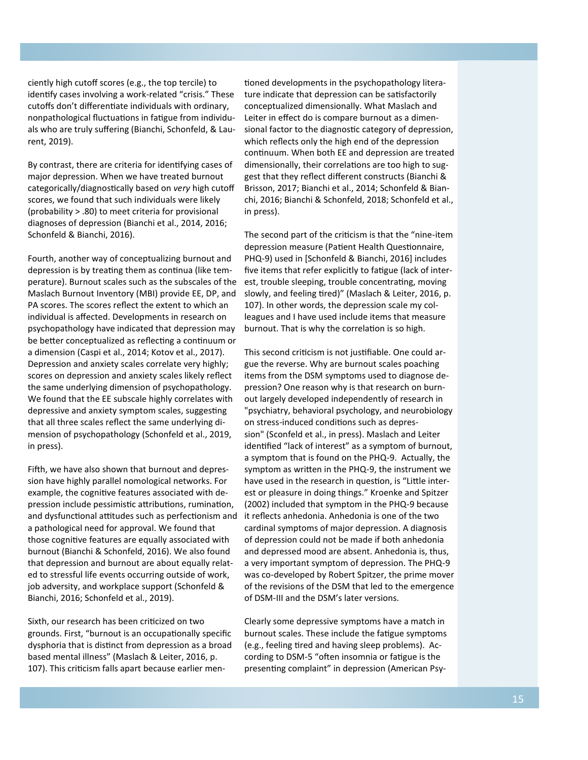ciently high cutoff scores (e.g., the top tercile) to identify cases involving a work-related "crisis." These cutoffs don't differentiate individuals with ordinary, nonpathological fluctuations in fatigue from individuals who are truly suffering (Bianchi, Schonfeld, & Laurent, 2019).

By contrast, there are criteria for identifying cases of major depression. When we have treated burnout categorically/diagnostically based on *very* high cutoff scores, we found that such individuals were likely (probability > .80) to meet criteria for provisional diagnoses of depression (Bianchi et al., 2014, 2016; Schonfeld & Bianchi, 2016).

Fourth, another way of conceptualizing burnout and depression is by treating them as continua (like temperature). Burnout scales such as the subscales of the Maslach Burnout Inventory (MBI) provide EE, DP, and PA scores. The scores reflect the extent to which an individual is affected. Developments in research on psychopathology have indicated that depression may be better conceptualized as reflecting a continuum or a dimension (Caspi et al., 2014; Kotov et al., 2017). Depression and anxiety scales correlate very highly; scores on depression and anxiety scales likely reflect the same underlying dimension of psychopathology. We found that the EE subscale highly correlates with depressive and anxiety symptom scales, suggesting that all three scales reflect the same underlying dimension of psychopathology (Schonfeld et al., 2019, in press).

Fifth, we have also shown that burnout and depression have highly parallel nomological networks. For example, the cognitive features associated with depression include pessimistic attributions, rumination, and dysfunctional attitudes such as perfectionism and a pathological need for approval. We found that those cognitive features are equally associated with burnout (Bianchi & Schonfeld, 2016). We also found that depression and burnout are about equally related to stressful life events occurring outside of work, job adversity, and workplace support (Schonfeld & Bianchi, 2016; Schonfeld et al., 2019).

Sixth, our research has been criticized on two grounds. First, "burnout is an occupationally specific dysphoria that is distinct from depression as a broad based mental illness" (Maslach & Leiter, 2016, p. 107). This criticism falls apart because earlier mentioned developments in the psychopathology literature indicate that depression can be satisfactorily conceptualized dimensionally. What Maslach and Leiter in effect do is compare burnout as a dimensional factor to the diagnostic category of depression, which reflects only the high end of the depression continuum. When both EE and depression are treated dimensionally, their correlations are too high to suggest that they reflect different constructs (Bianchi & Brisson, 2017; Bianchi et al., 2014; Schonfeld & Bianchi, 2016; Bianchi & Schonfeld, 2018; Schonfeld et al., in press).

The second part of the criticism is that the "nine-item depression measure (Patient Health Questionnaire, PHQ-9) used in [Schonfeld & Bianchi, 2016] includes five items that refer explicitly to fatigue (lack of interest, trouble sleeping, trouble concentrating, moving slowly, and feeling tired)" (Maslach & Leiter, 2016, p. 107). In other words, the depression scale my colleagues and I have used include items that measure burnout. That is why the correlation is so high.

This second criticism is not justifiable. One could argue the reverse. Why are burnout scales poaching items from the DSM symptoms used to diagnose depression? One reason why is that research on burnout largely developed independently of research in "psychiatry, behavioral psychology, and neurobiology on stress-induced conditions such as depression" (Sconfeld et al., in press). Maslach and Leiter identified "lack of interest" as a symptom of burnout, a symptom that is found on the PHQ-9. Actually, the symptom as written in the PHQ-9, the instrument we have used in the research in question, is "Little interest or pleasure in doing things." Kroenke and Spitzer (2002) included that symptom in the PHQ-9 because it reflects anhedonia. Anhedonia is one of the two cardinal symptoms of major depression. A diagnosis of depression could not be made if both anhedonia and depressed mood are absent. Anhedonia is, thus, a very important symptom of depression. The PHQ-9 was co-developed by Robert Spitzer, the prime mover of the revisions of the DSM that led to the emergence of DSM-III and the DSM's later versions.

Clearly some depressive symptoms have a match in burnout scales. These include the fatigue symptoms (e.g., feeling tired and having sleep problems). According to DSM-5 "often insomnia or fatigue is the presenting complaint" in depression (American Psy-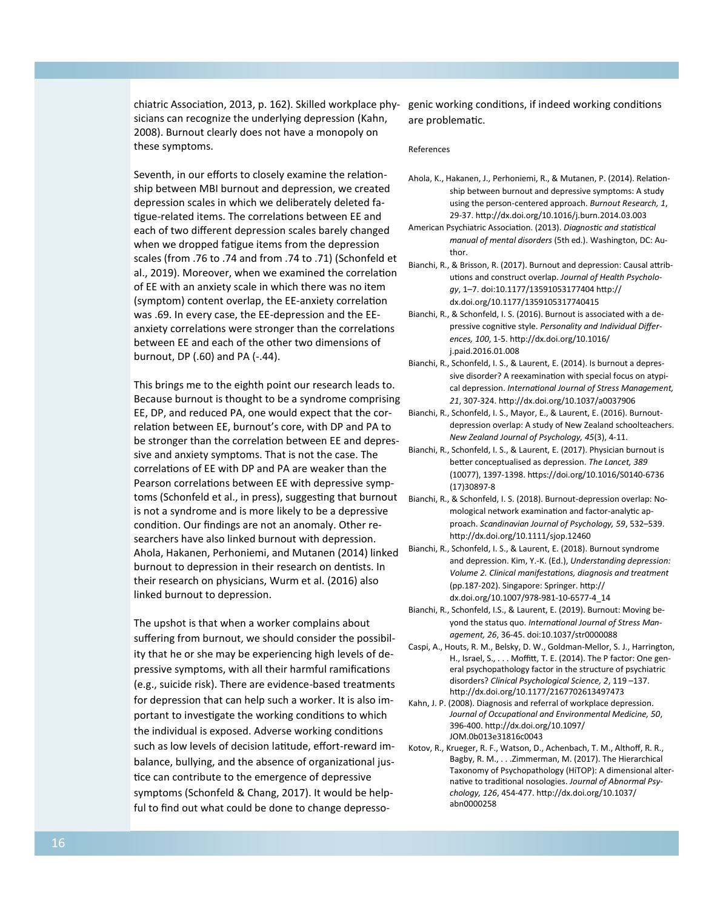chiatric Association, 2013, p. 162). Skilled workplace physicians can recognize the underlying depression (Kahn, 2008). Burnout clearly does not have a monopoly on these symptoms.

Seventh, in our efforts to closely examine the relationship between MBI burnout and depression, we created depression scales in which we deliberately deleted fatigue-related items. The correlations between EE and each of two different depression scales barely changed when we dropped fatigue items from the depression scales (from .76 to .74 and from .74 to .71) (Schonfeld et al., 2019). Moreover, when we examined the correlation of EE with an anxiety scale in which there was no item (symptom) content overlap, the EE-anxiety correlation was .69. In every case, the EE-depression and the EE-anxiety correlations were stronger than the correlations between EE and each of the other two dimensions of burnout, DP (.60) and PA (-.44).

This brings me to the eighth point our research leads to. Because burnout is thought to be a syndrome comprising EE, DP, and reduced PA, one would expect that the correlation between EE, burnout's core, with DP and PA to be stronger than the correlation between EE and depressive and anxiety symptoms. That is not the case. The correlations of EE with DP and PA are weaker than the Pearson correlations between EE with depressive symptoms (Schonfeld et al., in press), suggesting that burnout is not a syndrome and is more likely to be a depressive condition. Our findings are not an anomaly. Other researchers have also linked burnout with depression. Ahola, Hakanen, Perhoniemi, and Mutanen (2014) linked burnout to depression in their research on dentists. In their research on physicians, Wurm et al. (2016) also linked burnout to depression.

The upshot is that when a worker complains about suffering from burnout, we should consider the possibility that he or she may be experiencing high levels of depressive symptoms, with all their harmful ramifications (e.g., suicide risk). There are evidence-based treatments for depression that can help such a worker. It is also important to investigate the working conditions to which the individual is exposed. Adverse working conditions such as low levels of decision latitude, effort-reward imbalance, bullying, and the absence of organizational justice can contribute to the emergence of depressive symptoms (Schonfeld & Chang, 2017). It would be helpful to find out what could be done to change depressogenic working conditions, if indeed working conditions are problematic.

References

Ahola, K., Hakanen, J., Perhoniemi, R., & Mutanen, P. (2014). Relationship between burnout and depressive symptoms: A study using the person-centered approach. *Burnout Research, 1*, 29-37. http://dx.doi.org/10.1016/j.burn.2014.03.003

American Psychiatric Association. (2013). *Diagnostic and statistical manual of mental disorders* (5th ed.). Washington, DC: Author.

Bianchi, R., & Brisson, R. (2017). Burnout and depression: Causal attributions and construct overlap. *Journal of Health Psychology*, 1–7. doi:10.1177/13591053177404 http://dx.doi.org/10.1177/1359105317740415

Bianchi, R., & Schonfeld, I. S. (2016). Burnout is associated with a depressive cognitive style. *Personality and Individual Differences, 100*, 1-5. http://dx.doi.org/10.1016/j.paid.2016.01.008

Bianchi, R., Schonfeld, I. S., & Laurent, E. (2014). Is burnout a depressive disorder? A reexamination with special focus on atypical depression. *International Journal of Stress Management, 21*, 307-324. http://dx.doi.org/10.1037/a0037906

Bianchi, R., Schonfeld, I. S., Mayor, E., & Laurent, E. (2016). Burnout-depression overlap: A study of New Zealand schoolteachers. *New Zealand Journal of Psychology, 45*(3), 4-11.

Bianchi, R., Schonfeld, I. S., & Laurent, E. (2017). Physician burnout is better conceptualised as depression. *The Lancet, 389* (10077), 1397-1398. https://doi.org/10.1016/S0140-6736(17)30897-8

Bianchi, R., & Schonfeld, I. S. (2018). Burnout-depression overlap: Nomological network examination and factor-analytic approach. *Scandinavian Journal of Psychology, 59*, 532–539. http://dx.doi.org/10.1111/sjop.12460

Bianchi, R., Schonfeld, I. S., & Laurent, E. (2018). Burnout syndrome and depression. Kim, Y.-K. (Ed.), *Understanding depression: Volume 2. Clinical manifestations, diagnosis and treatment* (pp.187-202). Singapore: Springer. http://dx.doi.org/10.1007/978-981-10-6577-4_14

Bianchi, R., Schonfeld, I.S., & Laurent, E. (2019). Burnout: Moving beyond the status quo. *International Journal of Stress Management, 26*, 36-45. doi:10.1037/str0000088

Caspi, A., Houts, R. M., Belsky, D. W., Goldman-Mellor, S. J., Harrington, H., Israel, S., . . . Moffitt, T. E. (2014). The P factor: One general psychopathology factor in the structure of psychiatric disorders? *Clinical Psychological Science, 2*, 119 –137. http://dx.doi.org/10.1177/2167702613497473

Kahn, J. P. (2008). Diagnosis and referral of workplace depression. *Journal of Occupational and Environmental Medicine, 50*, 396-400. http://dx.doi.org/10.1097/JOM.0b013e31816c0043

Kotov, R., Krueger, R. F., Watson, D., Achenbach, T. M., Althoff, R. R., Bagby, R. M., . . .Zimmerman, M. (2017). The Hierarchical Taxonomy of Psychopathology (HiTOP): A dimensional alternative to traditional nosologies. *Journal of Abnormal Psychology, 126*, 454-477. http://dx.doi.org/10.1037/abn0000258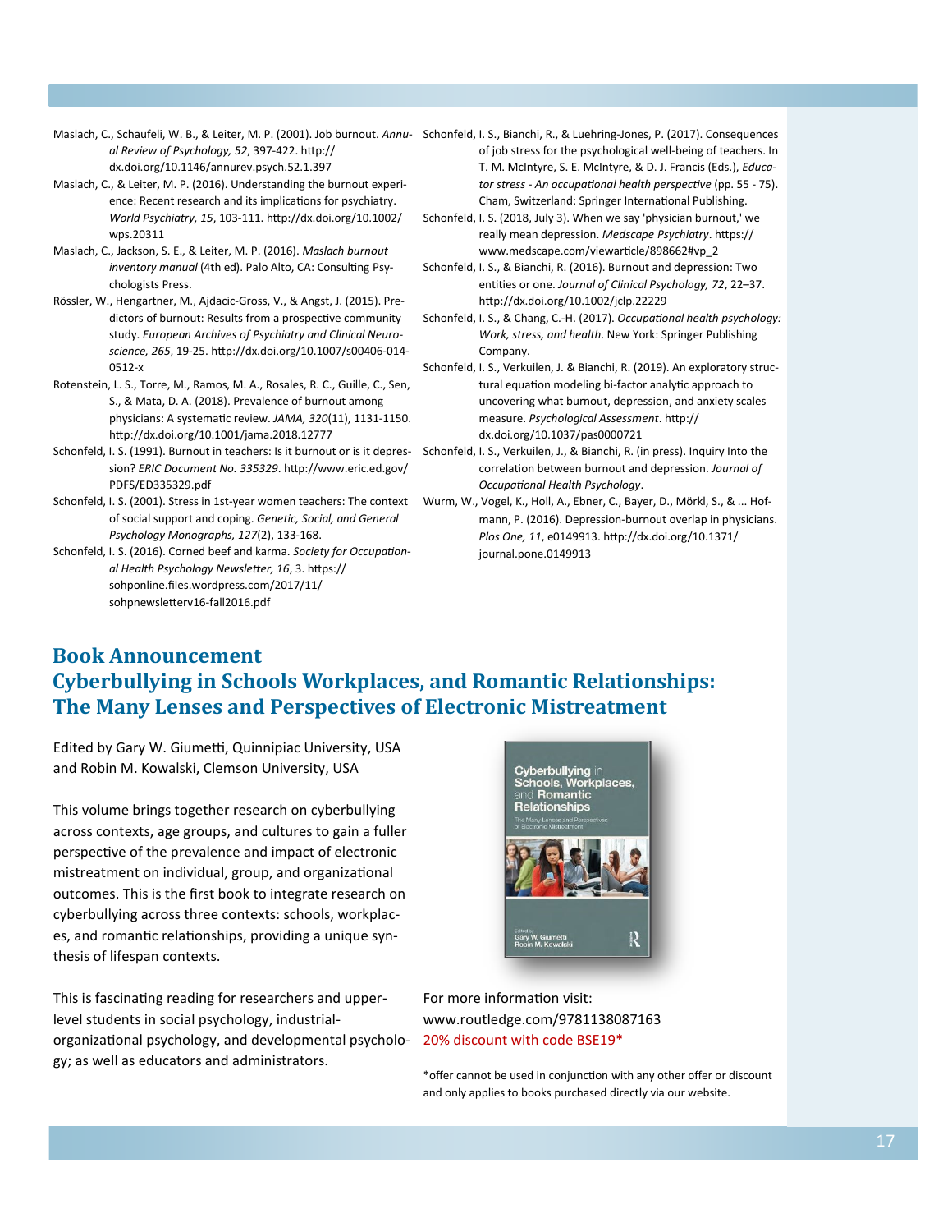Maslach, C., Schaufeli, W. B., & Leiter, M. P. (2001). Job burnout. *Annual Review of Psychology, 52*, 397-422. http://dx.doi.org/10.1146/annurev.psych.52.1.397

Maslach, C., & Leiter, M. P. (2016). Understanding the burnout experience: Recent research and its implications for psychiatry. *World Psychiatry, 15*, 103-111. http://dx.doi.org/10.1002/wps.20311

Maslach, C., Jackson, S. E., & Leiter, M. P. (2016). *Maslach burnout inventory manual* (4th ed). Palo Alto, CA: Consulting Psychologists Press.

Rössler, W., Hengartner, M., Ajdacic-Gross, V., & Angst, J. (2015). Predictors of burnout: Results from a prospective community study. *European Archives of Psychiatry and Clinical Neuroscience, 265*, 19-25. http://dx.doi.org/10.1007/s00406-014-0512-x

Rotenstein, L. S., Torre, M., Ramos, M. A., Rosales, R. C., Guille, C., Sen, S., & Mata, D. A. (2018). Prevalence of burnout among physicians: A systematic review. *JAMA, 320*(11), 1131-1150. http://dx.doi.org/10.1001/jama.2018.12777

Schonfeld, I. S. (1991). Burnout in teachers: Is it burnout or is it depression? *ERIC Document No. 335329*. http://www.eric.ed.gov/PDFS/ED335329.pdf

Schonfeld, I. S. (2001). Stress in 1st-year women teachers: The context of social support and coping. *Genetic, Social, and General Psychology Monographs, 127*(2), 133-168.

Schonfeld, I. S. (2016). Corned beef and karma. *Society for Occupational Health Psychology Newsletter, 16*, 3. https://sohponline.files.wordpress.com/2017/11/sohpnewsletterv16-fall2016.pdf

Schonfeld, I. S., Bianchi, R., & Luehring-Jones, P. (2017). Consequences of job stress for the psychological well-being of teachers. In T. M. McIntyre, S. E. McIntyre, & D. J. Francis (Eds.), *Educator stress - An occupational health perspective* (pp. 55 - 75). Cham, Switzerland: Springer International Publishing.

Schonfeld, I. S. (2018, July 3). When we say 'physician burnout,' we really mean depression. *Medscape Psychiatry*. https://www.medscape.com/viewarticle/898662#vp_2

Schonfeld, I. S., & Bianchi, R. (2016). Burnout and depression: Two entities or one. *Journal of Clinical Psychology, 72*, 22–37. http://dx.doi.org/10.1002/jclp.22229

Schonfeld, I. S., & Chang, C.-H. (2017). *Occupational health psychology: Work, stress, and health*. New York: Springer Publishing Company.

Schonfeld, I. S., Verkuilen, J. & Bianchi, R. (2019). An exploratory structural equation modeling bi-factor analytic approach to uncovering what burnout, depression, and anxiety scales measure. *Psychological Assessment*. http://dx.doi.org/10.1037/pas0000721

Schonfeld, I. S., Verkuilen, J., & Bianchi, R. (in press). Inquiry Into the correlation between burnout and depression. *Journal of Occupational Health Psychology*.

Wurm, W., Vogel, K., Holl, A., Ebner, C., Bayer, D., Mörkl, S., & ... Hofmann, P. (2016). Depression-burnout overlap in physicians. *Plos One, 11*, e0149913. http://dx.doi.org/10.1371/journal.pone.0149913

## Book Announcement

## Cyberbullying in Schools Workplaces, and Romantic Relationships: The Many Lenses and Perspectives of Electronic Mistreatment

Edited by Gary W. Giumetti, Quinnipiac University, USA and Robin M. Kowalski, Clemson University, USA

This volume brings together research on cyberbullying across contexts, age groups, and cultures to gain a fuller perspective of the prevalence and impact of electronic mistreatment on individual, group, and organizational outcomes. This is the first book to integrate research on cyberbullying across three contexts: schools, workplaces, and romantic relationships, providing a unique synthesis of lifespan contexts.

This is fascinating reading for researchers and upper-level students in social psychology, industrial-organizational psychology, and developmental psychology; as well as educators and administrators.

For more information visit:
www.routledge.com/9781138087163
20% discount with code BSE19*

*offer cannot be used in conjunction with any other offer or discount and only applies to books purchased directly via our website.